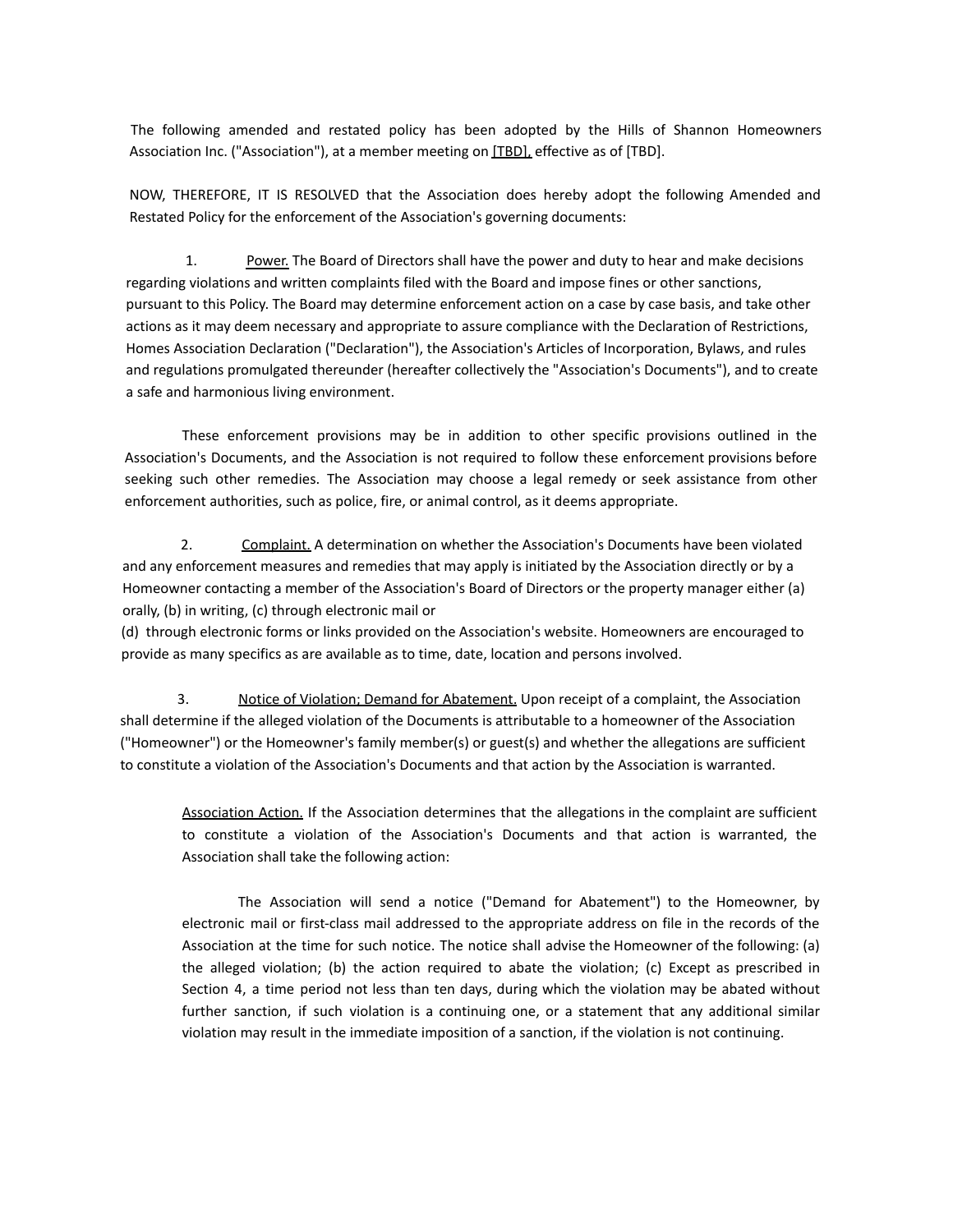The following amended and restated policy has been adopted by the Hills of Shannon Homeowners Association Inc. ("Association"), at a member meeting on [TBD], effective as of [TBD].

NOW, THEREFORE, IT IS RESOLVED that the Association does hereby adopt the following Amended and Restated Policy for the enforcement of the Association's governing documents:

1. Power. The Board of Directors shall have the power and duty to hear and make decisions regarding violations and written complaints filed with the Board and impose fines or other sanctions, pursuant to this Policy. The Board may determine enforcement action on a case by case basis, and take other actions as it may deem necessary and appropriate to assure compliance with the Declaration of Restrictions, Homes Association Declaration ("Declaration"), the Association's Articles of Incorporation, Bylaws, and rules and regulations promulgated thereunder (hereafter collectively the "Association's Documents"), and to create a safe and harmonious living environment.

These enforcement provisions may be in addition to other specific provisions outlined in the Association's Documents, and the Association is not required to follow these enforcement provisions before seeking such other remedies. The Association may choose a legal remedy or seek assistance from other enforcement authorities, such as police, fire, or animal control, as it deems appropriate.

2. Complaint. A determination on whether the Association's Documents have been violated and any enforcement measures and remedies that may apply is initiated by the Association directly or by a Homeowner contacting a member of the Association's Board of Directors or the property manager either (a) orally, (b) in writing, (c) through electronic mail or (d) through electronic forms or links provided on the Association's website. Homeowners are encouraged to provide as many specifics as are available as to time, date, location and persons involved.

3. Notice of Violation; Demand for Abatement. Upon receipt of a complaint, the Association shall determine if the alleged violation of the Documents is attributable to a homeowner of the Association ("Homeowner") or the Homeowner's family member(s) or guest(s) and whether the allegations are sufficient to constitute a violation of the Association's Documents and that action by the Association is warranted.

Association Action. If the Association determines that the allegations in the complaint are sufficient to constitute a violation of the Association's Documents and that action is warranted, the Association shall take the following action:

The Association will send a notice ("Demand for Abatement") to the Homeowner, by electronic mail or first-class mail addressed to the appropriate address on file in the records of the Association at the time for such notice. The notice shall advise the Homeowner of the following: (a) the alleged violation; (b) the action required to abate the violation; (c) Except as prescribed in Section 4, a time period not less than ten days, during which the violation may be abated without further sanction, if such violation is a continuing one, or a statement that any additional similar violation may result in the immediate imposition of a sanction, if the violation is not continuing.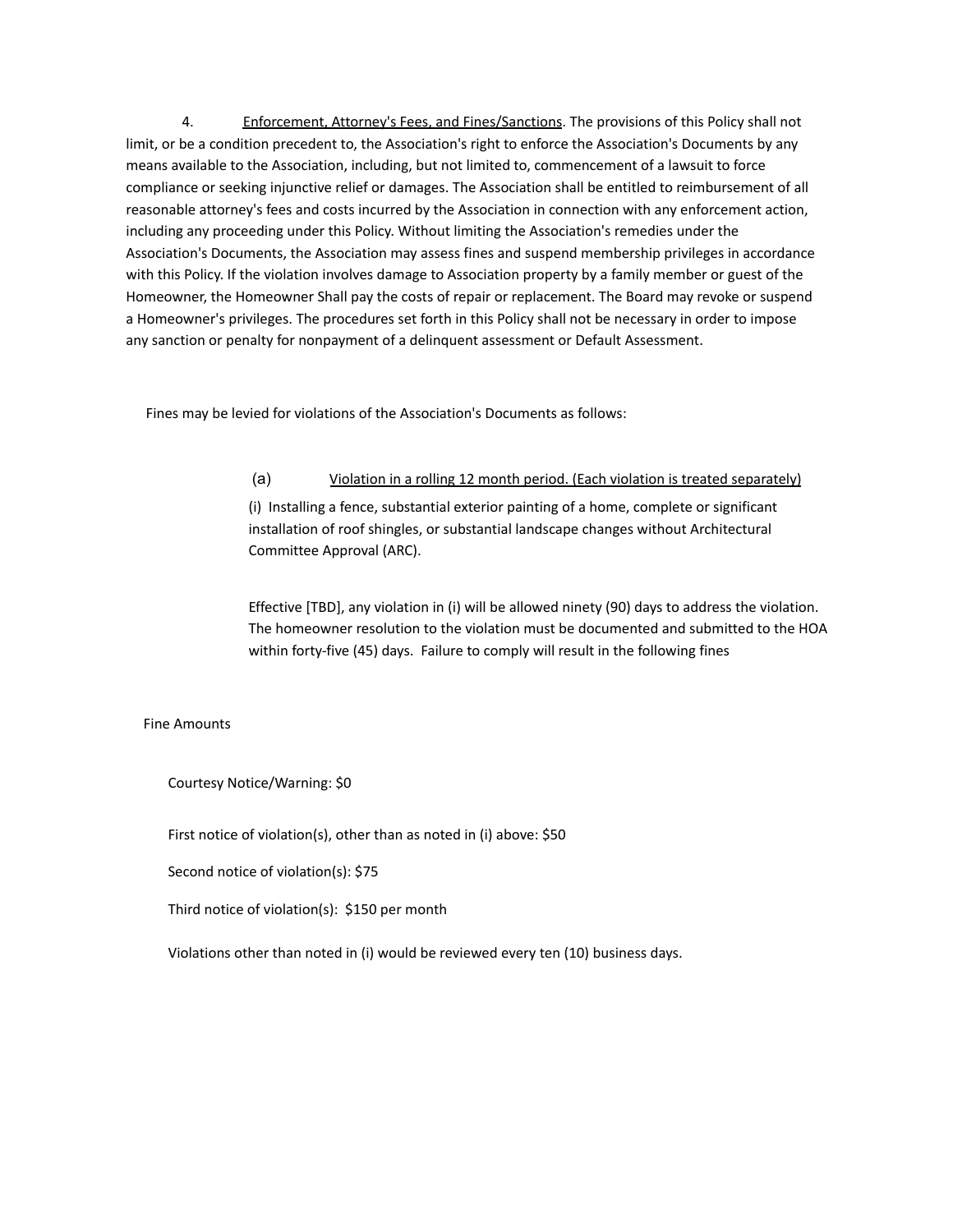4. <u>Enforcement, Attorney's Fees, and Fines/Sanctions</u>. The provisions of this Policy shall not limit, or be a condition precedent to, the Association's right to enforce the Association's Documents by any means available to the Association, including, but not limited to, commencement of a lawsuit to force compliance or seeking injunctive relief or damages. The Association shall be entitled to reimbursement of all reasonable attorney's fees and costs incurred by the Association in connection with any enforcement action, including any proceeding under this Policy. Without limiting the Association's remedies under the Association's Documents, the Association may assess fines and suspend membership privileges in accordance with this Policy. If the violation involves damage to Association property by a family member or guest of the Homeowner, the Homeowner Shall pay the costs of repair or replacement. The Board may revoke or suspend a Homeowner's privileges. The procedures set forth in this Policy shall not be necessary in order to impose any sanction or penalty for nonpayment of a delinquent assessment or Default Assessment.

Fines may be levied for violations of the Association's Documents as follows:

(a) <u>Violation in a rolling 12 month period. (Each violation is treated separately)</u>

(i) Installing a fence, substantial exterior painting of a home, complete or significant installation of roof shingles, or substantial landscape changes without Architectural Committee Approval (ARC).

Effective [TBD], any violation in (i) will be allowed ninety (90) days to address the violation. The homeowner resolution to the violation must be documented and submitted to the HOA within forty-five (45) days. Failure to comply will result in the following fines

Fine Amounts

Courtesy Notice/Warning: $0

First notice of violation(s), other than as noted in (i) above: $50

Second notice of violation(s): $75

Third notice of violation(s): $150 per month

Violations other than noted in (i) would be reviewed every ten (10) business days.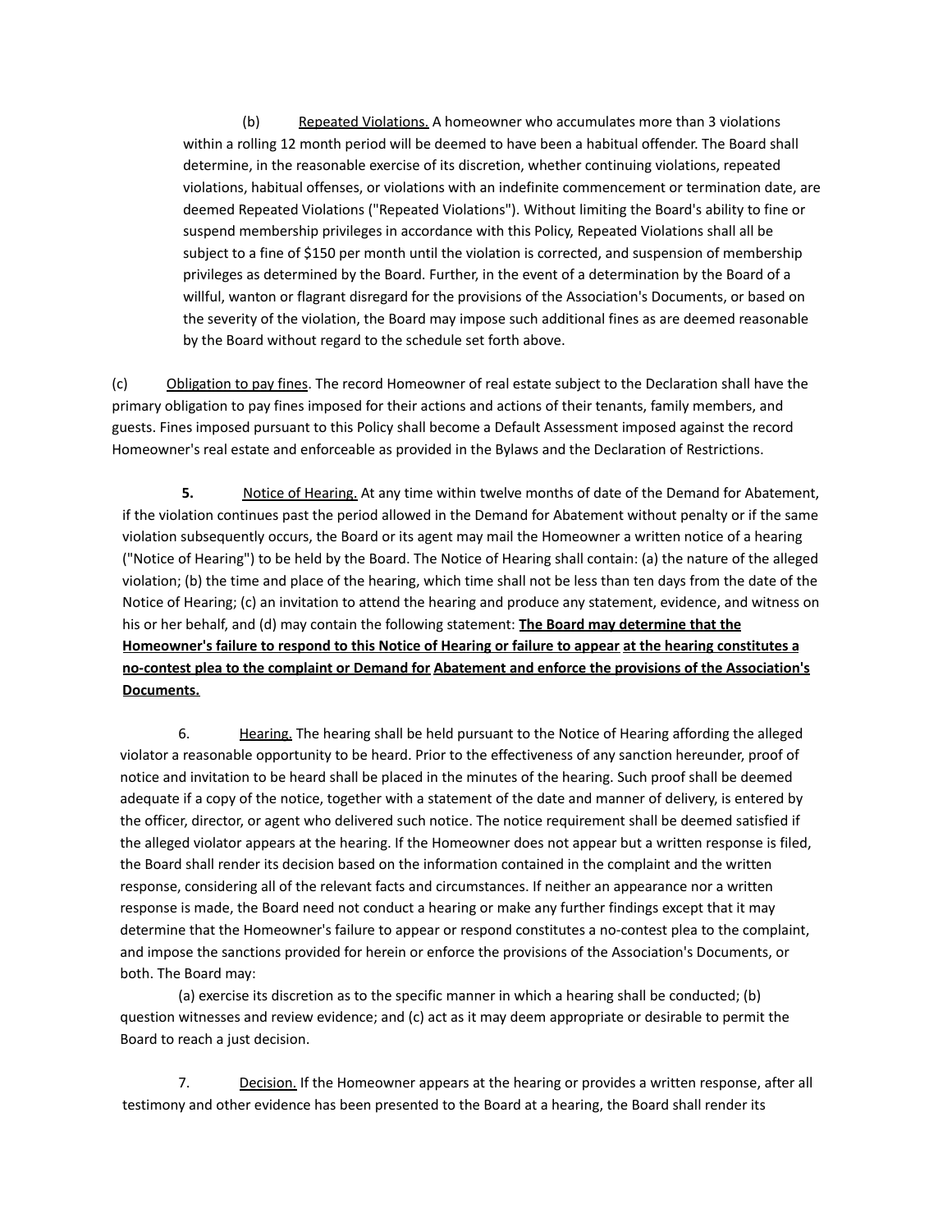(b) Repeated Violations. A homeowner who accumulates more than 3 violations within a rolling 12 month period will be deemed to have been a habitual offender. The Board shall determine, in the reasonable exercise of its discretion, whether continuing violations, repeated violations, habitual offenses, or violations with an indefinite commencement or termination date, are deemed Repeated Violations ("Repeated Violations"). Without limiting the Board's ability to fine or suspend membership privileges in accordance with this Policy, Repeated Violations shall all be subject to a fine of $150 per month until the violation is corrected, and suspension of membership privileges as determined by the Board. Further, in the event of a determination by the Board of a willful, wanton or flagrant disregard for the provisions of the Association's Documents, or based on the severity of the violation, the Board may impose such additional fines as are deemed reasonable by the Board without regard to the schedule set forth above.

(c) Obligation to pay fines. The record Homeowner of real estate subject to the Declaration shall have the primary obligation to pay fines imposed for their actions and actions of their tenants, family members, and guests. Fines imposed pursuant to this Policy shall become a Default Assessment imposed against the record Homeowner's real estate and enforceable as provided in the Bylaws and the Declaration of Restrictions.

**5.** Notice of Hearing. At any time within twelve months of date of the Demand for Abatement, if the violation continues past the period allowed in the Demand for Abatement without penalty or if the same violation subsequently occurs, the Board or its agent may mail the Homeowner a written notice of a hearing ("Notice of Hearing") to be held by the Board. The Notice of Hearing shall contain: (a) the nature of the alleged violation; (b) the time and place of the hearing, which time shall not be less than ten days from the date of the Notice of Hearing; (c) an invitation to attend the hearing and produce any statement, evidence, and witness on his or her behalf, and (d) may contain the following statement: **The Board may determine that the Homeowner's failure to respond to this Notice of Hearing or failure to appear at the hearing constitutes a no-contest plea to the complaint or Demand for Abatement and enforce the provisions of the Association's Documents.**

6. Hearing. The hearing shall be held pursuant to the Notice of Hearing affording the alleged violator a reasonable opportunity to be heard. Prior to the effectiveness of any sanction hereunder, proof of notice and invitation to be heard shall be placed in the minutes of the hearing. Such proof shall be deemed adequate if a copy of the notice, together with a statement of the date and manner of delivery, is entered by the officer, director, or agent who delivered such notice. The notice requirement shall be deemed satisfied if the alleged violator appears at the hearing. If the Homeowner does not appear but a written response is filed, the Board shall render its decision based on the information contained in the complaint and the written response, considering all of the relevant facts and circumstances. If neither an appearance nor a written response is made, the Board need not conduct a hearing or make any further findings except that it may determine that the Homeowner's failure to appear or respond constitutes a no-contest plea to the complaint, and impose the sanctions provided for herein or enforce the provisions of the Association's Documents, or both. The Board may:

(a) exercise its discretion as to the specific manner in which a hearing shall be conducted; (b) question witnesses and review evidence; and (c) act as it may deem appropriate or desirable to permit the Board to reach a just decision.

7. Decision. If the Homeowner appears at the hearing or provides a written response, after all testimony and other evidence has been presented to the Board at a hearing, the Board shall render its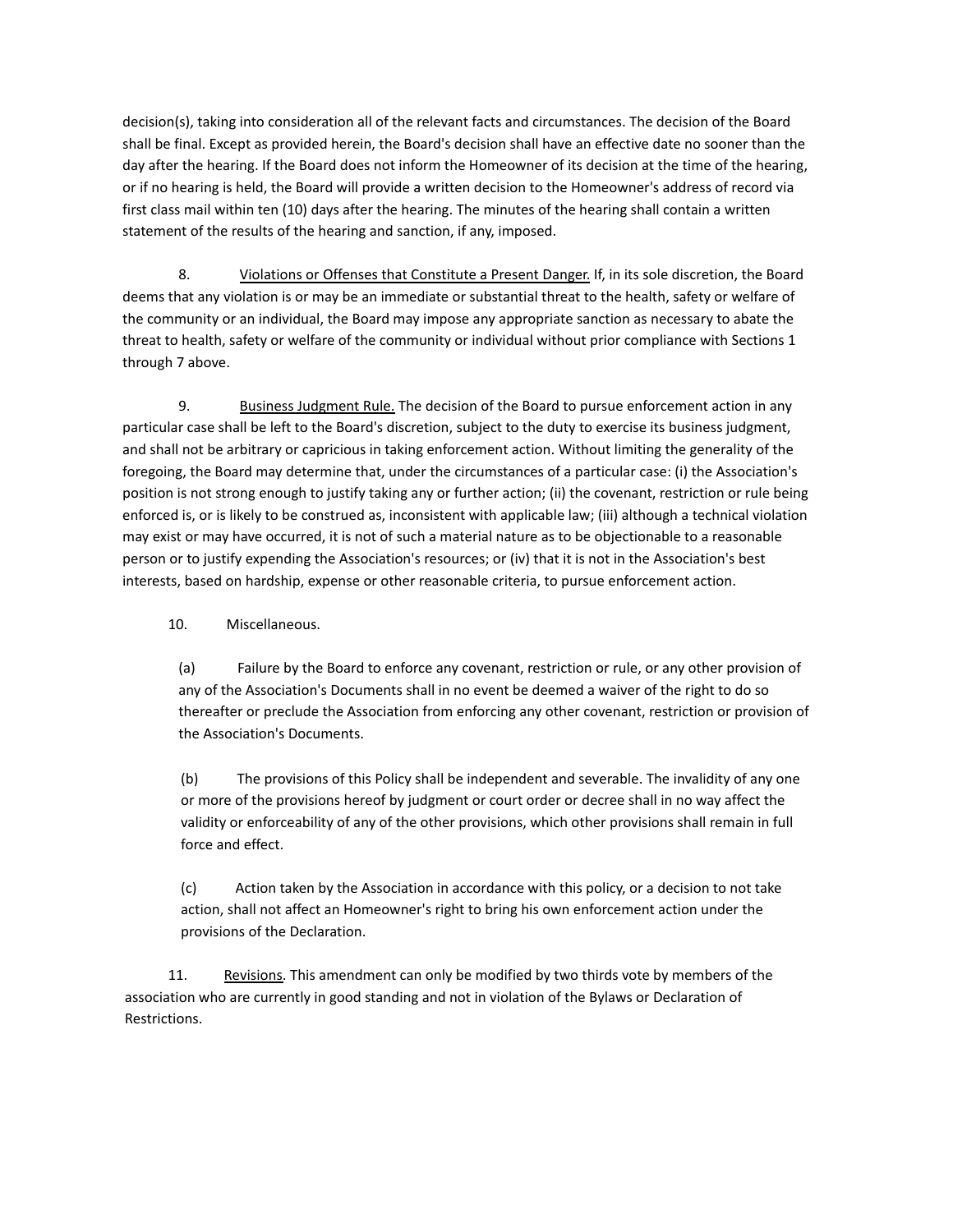decision(s), taking into consideration all of the relevant facts and circumstances. The decision of the Board shall be final. Except as provided herein, the Board's decision shall have an effective date no sooner than the day after the hearing. If the Board does not inform the Homeowner of its decision at the time of the hearing, or if no hearing is held, the Board will provide a written decision to the Homeowner's address of record via first class mail within ten (10) days after the hearing. The minutes of the hearing shall contain a written statement of the results of the hearing and sanction, if any, imposed.

8. <u>Violations or Offenses that Constitute a Present Danger.</u> If, in its sole discretion, the Board deems that any violation is or may be an immediate or substantial threat to the health, safety or welfare of the community or an individual, the Board may impose any appropriate sanction as necessary to abate the threat to health, safety or welfare of the community or individual without prior compliance with Sections 1 through 7 above.

9. <u>Business Judgment Rule.</u> The decision of the Board to pursue enforcement action in any particular case shall be left to the Board's discretion, subject to the duty to exercise its business judgment, and shall not be arbitrary or capricious in taking enforcement action. Without limiting the generality of the foregoing, the Board may determine that, under the circumstances of a particular case: (i) the Association's position is not strong enough to justify taking any or further action; (ii) the covenant, restriction or rule being enforced is, or is likely to be construed as, inconsistent with applicable law; (iii) although a technical violation may exist or may have occurred, it is not of such a material nature as to be objectionable to a reasonable person or to justify expending the Association's resources; or (iv) that it is not in the Association's best interests, based on hardship, expense or other reasonable criteria, to pursue enforcement action.

10. Miscellaneous.

(a) Failure by the Board to enforce any covenant, restriction or rule, or any other provision of any of the Association's Documents shall in no event be deemed a waiver of the right to do so thereafter or preclude the Association from enforcing any other covenant, restriction or provision of the Association's Documents.

(b) The provisions of this Policy shall be independent and severable. The invalidity of any one or more of the provisions hereof by judgment or court order or decree shall in no way affect the validity or enforceability of any of the other provisions, which other provisions shall remain in full force and effect.

(c) Action taken by the Association in accordance with this policy, or a decision to not take action, shall not affect an Homeowner's right to bring his own enforcement action under the provisions of the Declaration.

11. <u>Revisions</u>. This amendment can only be modified by two thirds vote by members of the association who are currently in good standing and not in violation of the Bylaws or Declaration of Restrictions.